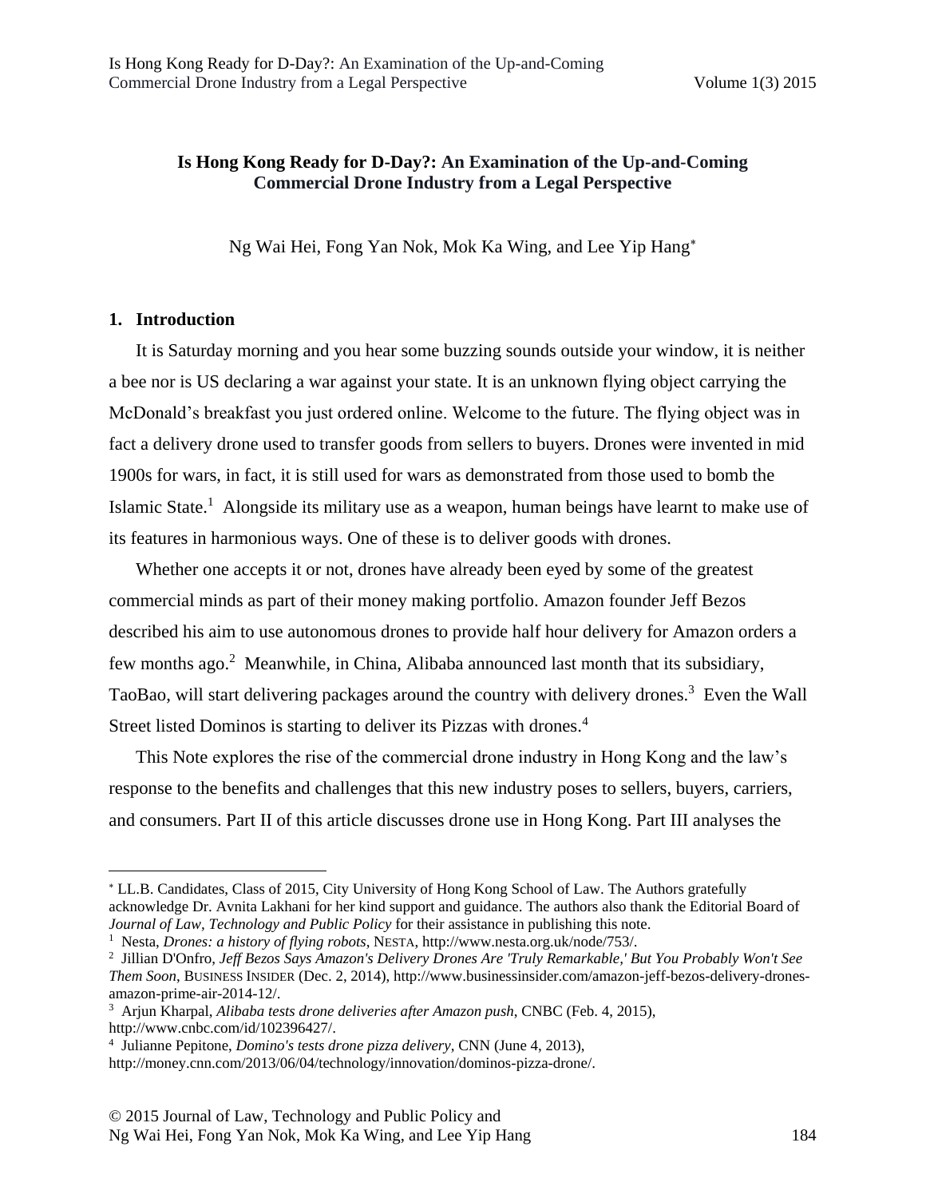# Is Hong Kong Ready for D-Day?: An Examination of the Up-and-Coming Commercial Drone Industry from a Legal Perspective

Ng Wai Hei, Fong Yan Nok, Mok Ka Wing, and Lee Yip Hang*

## 1. Introduction

It is Saturday morning and you hear some buzzing sounds outside your window, it is neither a bee nor is US declaring a war against your state. It is an unknown flying object carrying the McDonald's breakfast you just ordered online. Welcome to the future. The flying object was in fact a delivery drone used to transfer goods from sellers to buyers. Drones were invented in mid 1900s for wars, in fact, it is still used for wars as demonstrated from those used to bomb the Islamic State.[1] Alongside its military use as a weapon, human beings have learnt to make use of its features in harmonious ways. One of these is to deliver goods with drones.

Whether one accepts it or not, drones have already been eyed by some of the greatest commercial minds as part of their money making portfolio. Amazon founder Jeff Bezos described his aim to use autonomous drones to provide half hour delivery for Amazon orders a few months ago.[2] Meanwhile, in China, Alibaba announced last month that its subsidiary, TaoBao, will start delivering packages around the country with delivery drones.[3] Even the Wall Street listed Dominos is starting to deliver its Pizzas with drones.[4]

This Note explores the rise of the commercial drone industry in Hong Kong and the law's response to the benefits and challenges that this new industry poses to sellers, buyers, carriers, and consumers. Part II of this article discusses drone use in Hong Kong. Part III analyses the

---

* LL.B. Candidates, Class of 2015, City University of Hong Kong School of Law. The Authors gratefully acknowledge Dr. Avnita Lakhani for her kind support and guidance. The authors also thank the Editorial Board of *Journal of Law, Technology and Public Policy* for their assistance in publishing this note.

[1] Nesta, *Drones: a history of flying robots*, NESTA, http://www.nesta.org.uk/node/753/.

[2] Jillian D'Onfro, *Jeff Bezos Says Amazon's Delivery Drones Are 'Truly Remarkable,' But You Probably Won't See Them Soon*, BUSINESS INSIDER (Dec. 2, 2014), http://www.businessinsider.com/amazon-jeff-bezos-delivery-drones-amazon-prime-air-2014-12/.

[3] Arjun Kharpal, *Alibaba tests drone deliveries after Amazon push*, CNBC (Feb. 4, 2015), http://www.cnbc.com/id/102396427/.

[4] Julianne Pepitone, *Domino's tests drone pizza delivery*, CNN (June 4, 2013), http://money.cnn.com/2013/06/04/technology/innovation/dominos-pizza-drone/.

© 2015 Journal of Law, Technology and Public Policy and Ng Wai Hei, Fong Yan Nok, Mok Ka Wing, and Lee Yip Hang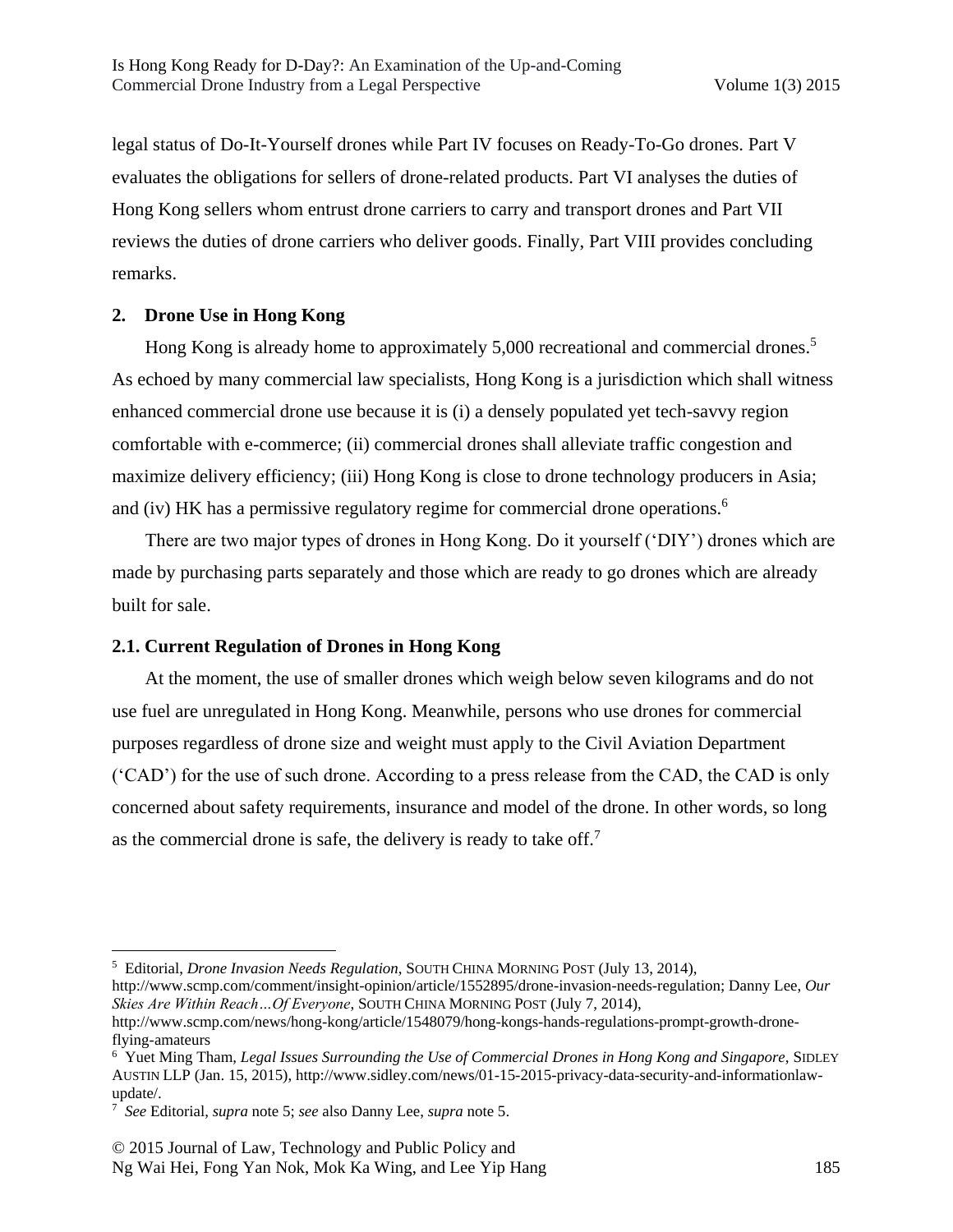legal status of Do-It-Yourself drones while Part IV focuses on Ready-To-Go drones. Part V evaluates the obligations for sellers of drone-related products. Part VI analyses the duties of Hong Kong sellers whom entrust drone carriers to carry and transport drones and Part VII reviews the duties of drone carriers who deliver goods. Finally, Part VIII provides concluding remarks.

## 2. Drone Use in Hong Kong

Hong Kong is already home to approximately 5,000 recreational and commercial drones.[5] As echoed by many commercial law specialists, Hong Kong is a jurisdiction which shall witness enhanced commercial drone use because it is (i) a densely populated yet tech-savvy region comfortable with e-commerce; (ii) commercial drones shall alleviate traffic congestion and maximize delivery efficiency; (iii) Hong Kong is close to drone technology producers in Asia; and (iv) HK has a permissive regulatory regime for commercial drone operations.[6]

There are two major types of drones in Hong Kong. Do it yourself ('DIY') drones which are made by purchasing parts separately and those which are ready to go drones which are already built for sale.

### 2.1. Current Regulation of Drones in Hong Kong

At the moment, the use of smaller drones which weigh below seven kilograms and do not use fuel are unregulated in Hong Kong. Meanwhile, persons who use drones for commercial purposes regardless of drone size and weight must apply to the Civil Aviation Department ('CAD') for the use of such drone. According to a press release from the CAD, the CAD is only concerned about safety requirements, insurance and model of the drone. In other words, so long as the commercial drone is safe, the delivery is ready to take off.[7]

---

[5] Editorial, *Drone Invasion Needs Regulation*, SOUTH CHINA MORNING POST (July 13, 2014), http://www.scmp.com/comment/insight-opinion/article/1552895/drone-invasion-needs-regulation; Danny Lee, *Our Skies Are Within Reach…Of Everyone*, SOUTH CHINA MORNING POST (July 7, 2014), http://www.scmp.com/news/hong-kong/article/1548079/hong-kongs-hands-regulations-prompt-growth-drone-flying-amateurs

[6] Yuet Ming Tham, *Legal Issues Surrounding the Use of Commercial Drones in Hong Kong and Singapore*, SIDLEY AUSTIN LLP (Jan. 15, 2015), http://www.sidley.com/news/01-15-2015-privacy-data-security-and-informationlaw-update/.

[7] *See* Editorial, *supra* note 5; *see* also Danny Lee, *supra* note 5.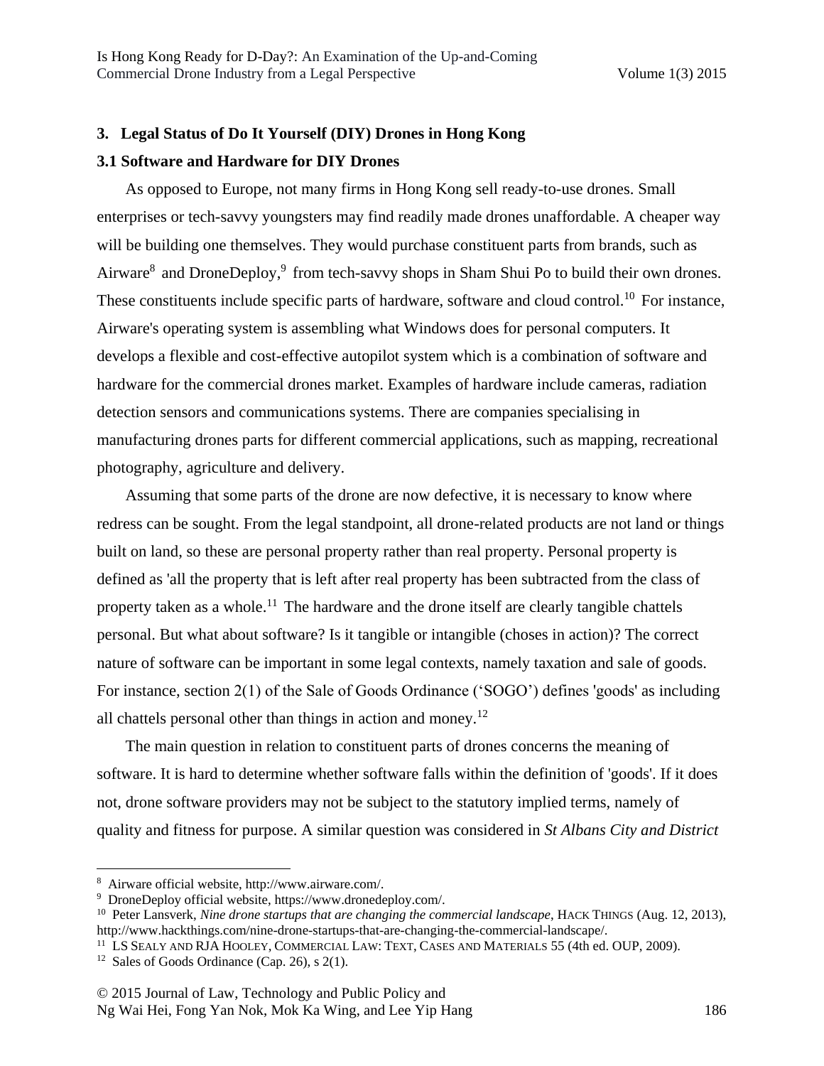## 3. Legal Status of Do It Yourself (DIY) Drones in Hong Kong

### 3.1 Software and Hardware for DIY Drones

As opposed to Europe, not many firms in Hong Kong sell ready-to-use drones. Small enterprises or tech-savvy youngsters may find readily made drones unaffordable. A cheaper way will be building one themselves. They would purchase constituent parts from brands, such as Airware[8] and DroneDeploy,[9] from tech-savvy shops in Sham Shui Po to build their own drones. These constituents include specific parts of hardware, software and cloud control.[10] For instance, Airware's operating system is assembling what Windows does for personal computers. It develops a flexible and cost-effective autopilot system which is a combination of software and hardware for the commercial drones market. Examples of hardware include cameras, radiation detection sensors and communications systems. There are companies specialising in manufacturing drones parts for different commercial applications, such as mapping, recreational photography, agriculture and delivery.

Assuming that some parts of the drone are now defective, it is necessary to know where redress can be sought. From the legal standpoint, all drone-related products are not land or things built on land, so these are personal property rather than real property. Personal property is defined as 'all the property that is left after real property has been subtracted from the class of property taken as a whole.[11] The hardware and the drone itself are clearly tangible chattels personal. But what about software? Is it tangible or intangible (choses in action)? The correct nature of software can be important in some legal contexts, namely taxation and sale of goods. For instance, section 2(1) of the Sale of Goods Ordinance ('SOGO') defines 'goods' as including all chattels personal other than things in action and money.[12]

The main question in relation to constituent parts of drones concerns the meaning of software. It is hard to determine whether software falls within the definition of 'goods'. If it does not, drone software providers may not be subject to the statutory implied terms, namely of quality and fitness for purpose. A similar question was considered in *St Albans City and District*

---

[8] Airware official website, http://www.airware.com/.

[9] DroneDeploy official website, https://www.dronedeploy.com/.

[10] Peter Lansverk, *Nine drone startups that are changing the commercial landscape*, HACK THINGS (Aug. 12, 2013), http://www.hackthings.com/nine-drone-startups-that-are-changing-the-commercial-landscape/.

[11] LS SEALY AND RJA HOOLEY, COMMERCIAL LAW: TEXT, CASES AND MATERIALS 55 (4th ed. OUP, 2009).

[12] Sales of Goods Ordinance (Cap. 26), s 2(1).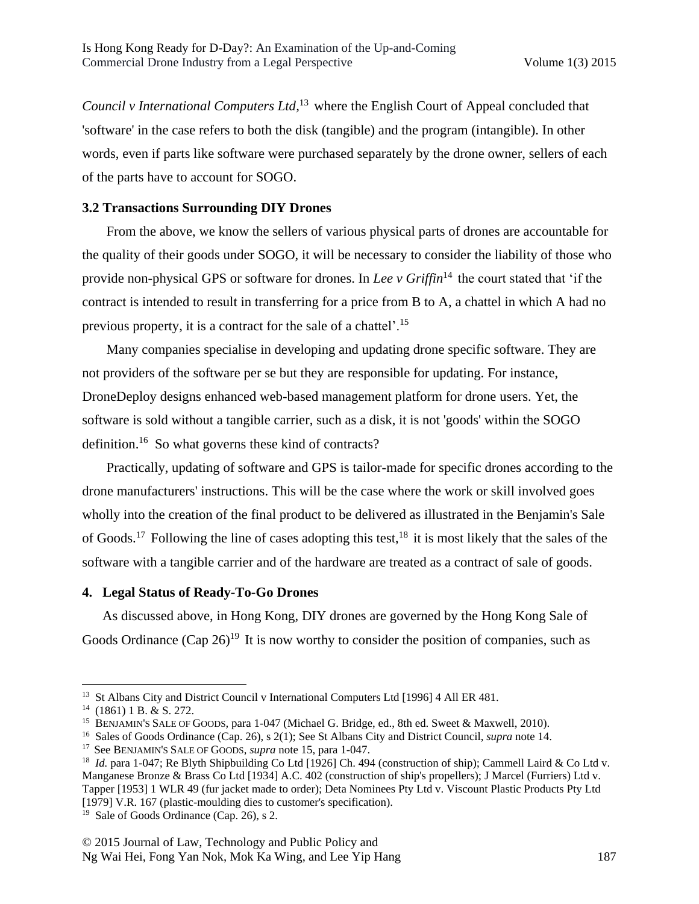*Council v International Computers Ltd,*[13] where the English Court of Appeal concluded that 'software' in the case refers to both the disk (tangible) and the program (intangible). In other words, even if parts like software were purchased separately by the drone owner, sellers of each of the parts have to account for SOGO.

### 3.2 Transactions Surrounding DIY Drones

From the above, we know the sellers of various physical parts of drones are accountable for the quality of their goods under SOGO, it will be necessary to consider the liability of those who provide non-physical GPS or software for drones. In *Lee v Griffin*[14] the court stated that 'if the contract is intended to result in transferring for a price from B to A, a chattel in which A had no previous property, it is a contract for the sale of a chattel'.[15]

Many companies specialise in developing and updating drone specific software. They are not providers of the software per se but they are responsible for updating. For instance, DroneDeploy designs enhanced web-based management platform for drone users. Yet, the software is sold without a tangible carrier, such as a disk, it is not 'goods' within the SOGO definition.[16] So what governs these kind of contracts?

Practically, updating of software and GPS is tailor-made for specific drones according to the drone manufacturers' instructions. This will be the case where the work or skill involved goes wholly into the creation of the final product to be delivered as illustrated in the Benjamin's Sale of Goods.[17] Following the line of cases adopting this test,[18] it is most likely that the sales of the software with a tangible carrier and of the hardware are treated as a contract of sale of goods.

## 4. Legal Status of Ready-To-Go Drones

As discussed above, in Hong Kong, DIY drones are governed by the Hong Kong Sale of Goods Ordinance (Cap 26)[19] It is now worthy to consider the position of companies, such as

---

[13] St Albans City and District Council v International Computers Ltd [1996] 4 All ER 481.

[14] (1861) 1 B. & S. 272.

[15] BENJAMIN'S SALE OF GOODS, para 1-047 (Michael G. Bridge, ed., 8th ed. Sweet & Maxwell, 2010).

[16] Sales of Goods Ordinance (Cap. 26), s 2(1); See St Albans City and District Council, *supra* note 14.

[17] See BENJAMIN'S SALE OF GOODS, *supra* note 15, para 1-047.

[18] *Id.* para 1-047; Re Blyth Shipbuilding Co Ltd [1926] Ch. 494 (construction of ship); Cammell Laird & Co Ltd v. Manganese Bronze & Brass Co Ltd [1934] A.C. 402 (construction of ship's propellers); J Marcel (Furriers) Ltd v. Tapper [1953] 1 WLR 49 (fur jacket made to order); Deta Nominees Pty Ltd v. Viscount Plastic Products Pty Ltd [1979] V.R. 167 (plastic-moulding dies to customer's specification).

[19] Sale of Goods Ordinance (Cap. 26), s 2.

© 2015 Journal of Law, Technology and Public Policy and
Ng Wai Hei, Fong Yan Nok, Mok Ka Wing, and Lee Yip Hang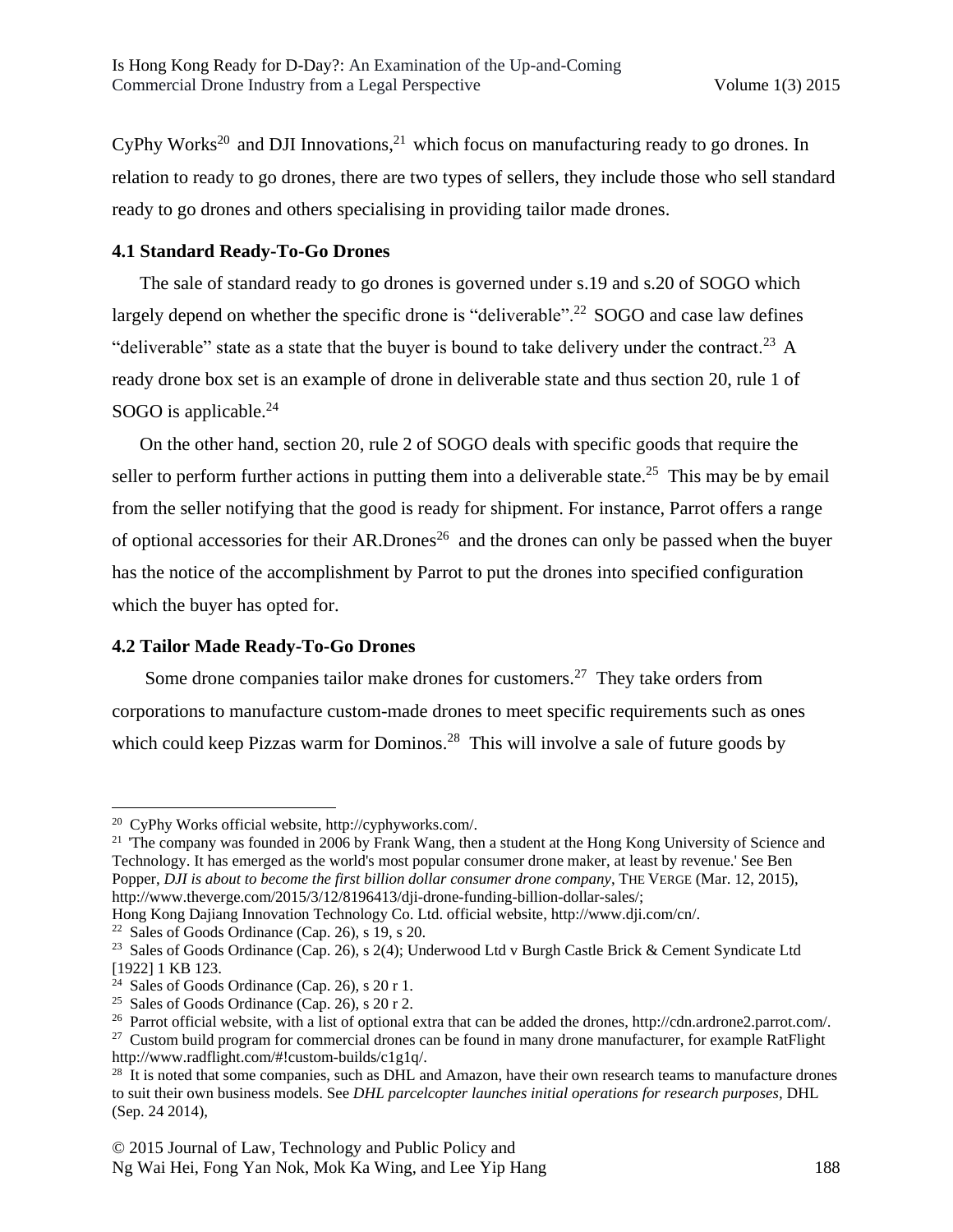CyPhy Works[20] and DJI Innovations,[21] which focus on manufacturing ready to go drones. In relation to ready to go drones, there are two types of sellers, they include those who sell standard ready to go drones and others specialising in providing tailor made drones.

### 4.1 Standard Ready-To-Go Drones

The sale of standard ready to go drones is governed under s.19 and s.20 of SOGO which largely depend on whether the specific drone is "deliverable".[22] SOGO and case law defines "deliverable" state as a state that the buyer is bound to take delivery under the contract.[23] A ready drone box set is an example of drone in deliverable state and thus section 20, rule 1 of SOGO is applicable.[24]

On the other hand, section 20, rule 2 of SOGO deals with specific goods that require the seller to perform further actions in putting them into a deliverable state.[25] This may be by email from the seller notifying that the good is ready for shipment. For instance, Parrot offers a range of optional accessories for their AR.Drones[26] and the drones can only be passed when the buyer has the notice of the accomplishment by Parrot to put the drones into specified configuration which the buyer has opted for.

### 4.2 Tailor Made Ready-To-Go Drones

Some drone companies tailor make drones for customers.[27] They take orders from corporations to manufacture custom-made drones to meet specific requirements such as ones which could keep Pizzas warm for Dominos.[28] This will involve a sale of future goods by

---

[20] CyPhy Works official website, http://cyphyworks.com/.

[21] 'The company was founded in 2006 by Frank Wang, then a student at the Hong Kong University of Science and Technology. It has emerged as the world's most popular consumer drone maker, at least by revenue.' See Ben Popper, *DJI is about to become the first billion dollar consumer drone company*, THE VERGE (Mar. 12, 2015), http://www.theverge.com/2015/3/12/8196413/dji-drone-funding-billion-dollar-sales/; Hong Kong Dajiang Innovation Technology Co. Ltd. official website, http://www.dji.com/cn/.

[22] Sales of Goods Ordinance (Cap. 26), s 19, s 20.

[23] Sales of Goods Ordinance (Cap. 26), s 2(4); Underwood Ltd v Burgh Castle Brick & Cement Syndicate Ltd [1922] 1 KB 123.

[24] Sales of Goods Ordinance (Cap. 26), s 20 r 1.

[25] Sales of Goods Ordinance (Cap. 26), s 20 r 2.

[26] Parrot official website, with a list of optional extra that can be added the drones, http://cdn.ardrone2.parrot.com/.

[27] Custom build program for commercial drones can be found in many drone manufacturer, for example RatFlight http://www.radflight.com/#!custom-builds/c1g1q/.

[28] It is noted that some companies, such as DHL and Amazon, have their own research teams to manufacture drones to suit their own business models. See *DHL parcelcopter launches initial operations for research purposes*, DHL (Sep. 24 2014),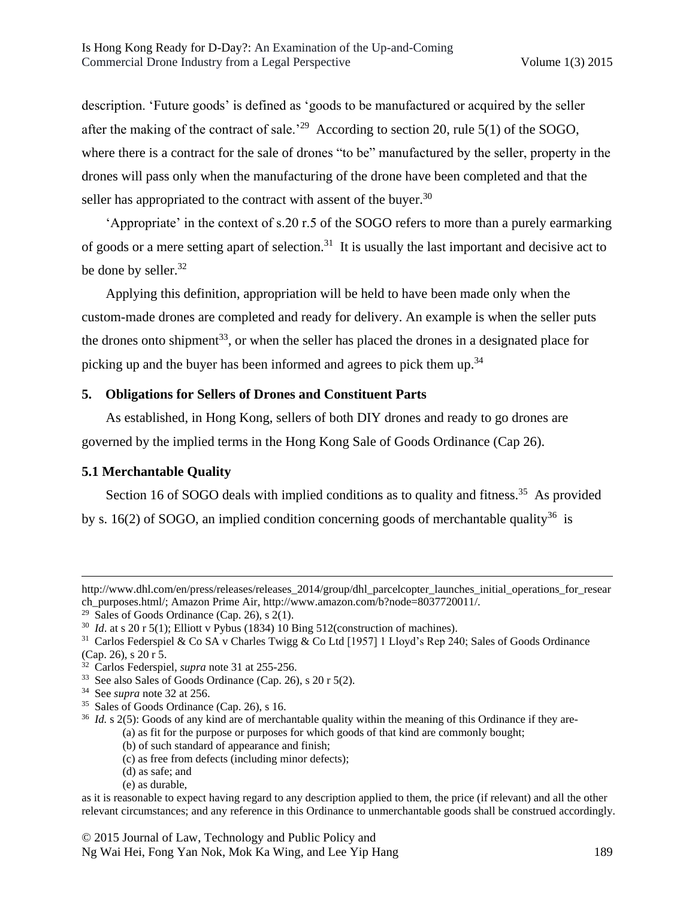description. 'Future goods' is defined as 'goods to be manufactured or acquired by the seller after the making of the contract of sale.'[29] According to section 20, rule 5(1) of the SOGO, where there is a contract for the sale of drones "to be" manufactured by the seller, property in the drones will pass only when the manufacturing of the drone have been completed and that the seller has appropriated to the contract with assent of the buyer.[30]

'Appropriate' in the context of s.20 r.5 of the SOGO refers to more than a purely earmarking of goods or a mere setting apart of selection.[31] It is usually the last important and decisive act to be done by seller.[32]

Applying this definition, appropriation will be held to have been made only when the custom-made drones are completed and ready for delivery. An example is when the seller puts the drones onto shipment[33], or when the seller has placed the drones in a designated place for picking up and the buyer has been informed and agrees to pick them up.[34]

## 5. Obligations for Sellers of Drones and Constituent Parts

As established, in Hong Kong, sellers of both DIY drones and ready to go drones are governed by the implied terms in the Hong Kong Sale of Goods Ordinance (Cap 26).

### 5.1 Merchantable Quality

Section 16 of SOGO deals with implied conditions as to quality and fitness.[35] As provided by s. 16(2) of SOGO, an implied condition concerning goods of merchantable quality[36] is

---

http://www.dhl.com/en/press/releases/releases_2014/group/dhl_parcelcopter_launches_initial_operations_for_research_purposes.html/; Amazon Prime Air, http://www.amazon.com/b?node=8037720011/.

[29] Sales of Goods Ordinance (Cap. 26), s 2(1).

[30] *Id*. at s 20 r 5(1); Elliott v Pybus (1834) 10 Bing 512(construction of machines).

[31] Carlos Federspiel & Co SA v Charles Twigg & Co Ltd [1957] 1 Lloyd's Rep 240; Sales of Goods Ordinance (Cap. 26), s 20 r 5.

[32] Carlos Federspiel, *supra* note 31 at 255-256.

[33] See also Sales of Goods Ordinance (Cap. 26), s 20 r 5(2).

[34] See *supra* note 32 at 256.

[35] Sales of Goods Ordinance (Cap. 26), s 16.

[36] *Id.* s 2(5): Goods of any kind are of merchantable quality within the meaning of this Ordinance if they are-

(a) as fit for the purpose or purposes for which goods of that kind are commonly bought;
(b) of such standard of appearance and finish;
(c) as free from defects (including minor defects);
(d) as safe; and
(e) as durable,

as it is reasonable to expect having regard to any description applied to them, the price (if relevant) and all the other relevant circumstances; and any reference in this Ordinance to unmerchantable goods shall be construed accordingly.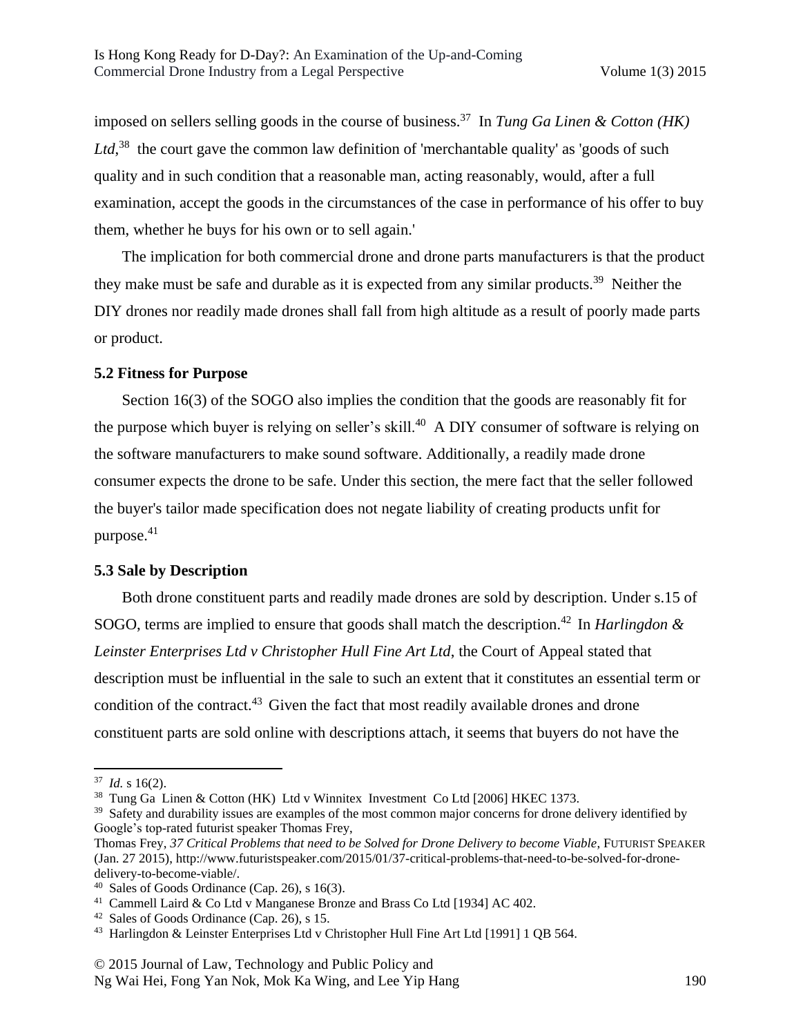imposed on sellers selling goods in the course of business.[37] In *Tung Ga Linen & Cotton (HK) Ltd*,[38] the court gave the common law definition of 'merchantable quality' as 'goods of such quality and in such condition that a reasonable man, acting reasonably, would, after a full examination, accept the goods in the circumstances of the case in performance of his offer to buy them, whether he buys for his own or to sell again.'

The implication for both commercial drone and drone parts manufacturers is that the product they make must be safe and durable as it is expected from any similar products.[39] Neither the DIY drones nor readily made drones shall fall from high altitude as a result of poorly made parts or product.

### 5.2 Fitness for Purpose

Section 16(3) of the SOGO also implies the condition that the goods are reasonably fit for the purpose which buyer is relying on seller's skill.[40] A DIY consumer of software is relying on the software manufacturers to make sound software. Additionally, a readily made drone consumer expects the drone to be safe. Under this section, the mere fact that the seller followed the buyer's tailor made specification does not negate liability of creating products unfit for purpose.[41]

### 5.3 Sale by Description

Both drone constituent parts and readily made drones are sold by description. Under s.15 of SOGO, terms are implied to ensure that goods shall match the description.[42] In *Harlingdon & Leinster Enterprises Ltd v Christopher Hull Fine Art Ltd*, the Court of Appeal stated that description must be influential in the sale to such an extent that it constitutes an essential term or condition of the contract.[43] Given the fact that most readily available drones and drone constituent parts are sold online with descriptions attach, it seems that buyers do not have the

---

[37] *Id.* s 16(2).

[38] Tung Ga Linen & Cotton (HK) Ltd v Winnitex Investment Co Ltd [2006] HKEC 1373.

[39] Safety and durability issues are examples of the most common major concerns for drone delivery identified by Google's top-rated futurist speaker Thomas Frey, Thomas Frey, *37 Critical Problems that need to be Solved for Drone Delivery to become Viable*, FUTURIST SPEAKER (Jan. 27 2015), http://www.futuristspeaker.com/2015/01/37-critical-problems-that-need-to-be-solved-for-drone-delivery-to-become-viable/.

[40] Sales of Goods Ordinance (Cap. 26), s 16(3).

[41] Cammell Laird & Co Ltd v Manganese Bronze and Brass Co Ltd [1934] AC 402.

[42] Sales of Goods Ordinance (Cap. 26), s 15.

[43] Harlingdon & Leinster Enterprises Ltd v Christopher Hull Fine Art Ltd [1991] 1 QB 564.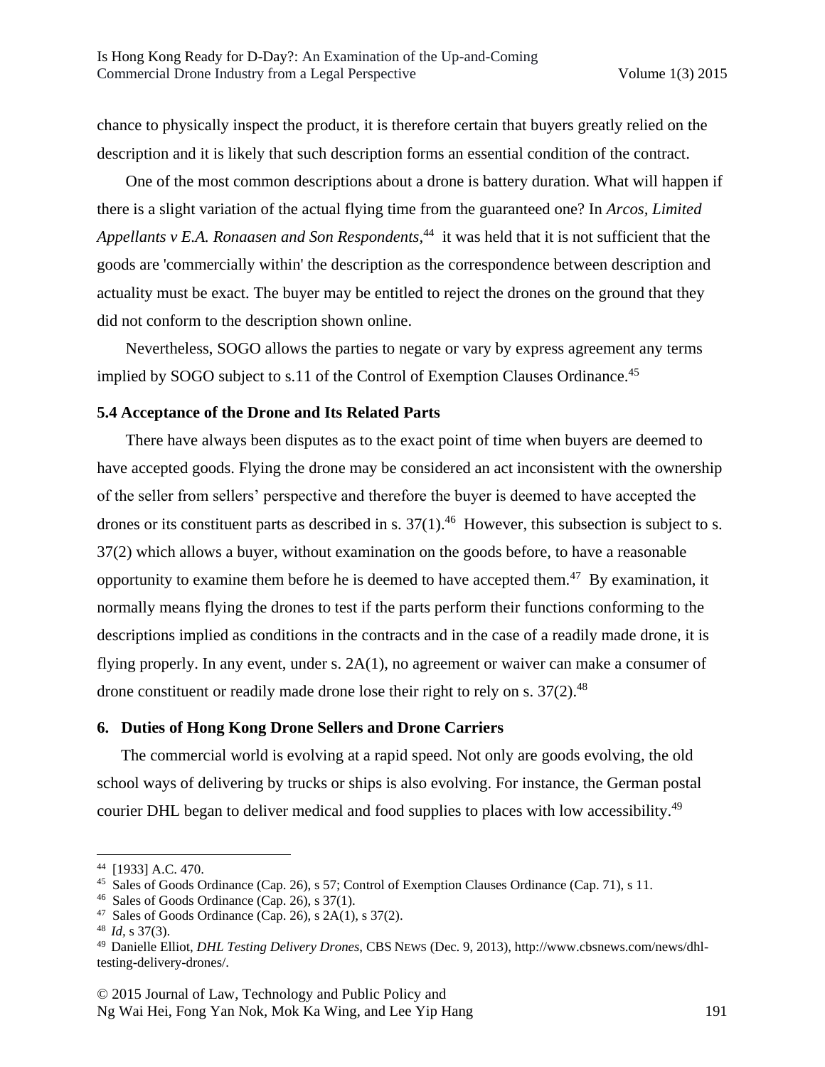chance to physically inspect the product, it is therefore certain that buyers greatly relied on the description and it is likely that such description forms an essential condition of the contract.

One of the most common descriptions about a drone is battery duration. What will happen if there is a slight variation of the actual flying time from the guaranteed one? In *Arcos, Limited Appellants v E.A. Ronaasen and Son Respondents*,[44] it was held that it is not sufficient that the goods are 'commercially within' the description as the correspondence between description and actuality must be exact. The buyer may be entitled to reject the drones on the ground that they did not conform to the description shown online.

Nevertheless, SOGO allows the parties to negate or vary by express agreement any terms implied by SOGO subject to s.11 of the Control of Exemption Clauses Ordinance.[45]

### 5.4 Acceptance of the Drone and Its Related Parts

There have always been disputes as to the exact point of time when buyers are deemed to have accepted goods. Flying the drone may be considered an act inconsistent with the ownership of the seller from sellers' perspective and therefore the buyer is deemed to have accepted the drones or its constituent parts as described in s. 37(1).[46] However, this subsection is subject to s. 37(2) which allows a buyer, without examination on the goods before, to have a reasonable opportunity to examine them before he is deemed to have accepted them.[47] By examination, it normally means flying the drones to test if the parts perform their functions conforming to the descriptions implied as conditions in the contracts and in the case of a readily made drone, it is flying properly. In any event, under s. 2A(1), no agreement or waiver can make a consumer of drone constituent or readily made drone lose their right to rely on s. 37(2).[48]

## 6. Duties of Hong Kong Drone Sellers and Drone Carriers

The commercial world is evolving at a rapid speed. Not only are goods evolving, the old school ways of delivering by trucks or ships is also evolving. For instance, the German postal courier DHL began to deliver medical and food supplies to places with low accessibility.[49]

---

[44] [1933] A.C. 470.

[45] Sales of Goods Ordinance (Cap. 26), s 57; Control of Exemption Clauses Ordinance (Cap. 71), s 11.

[46] Sales of Goods Ordinance (Cap. 26), s 37(1).

[47] Sales of Goods Ordinance (Cap. 26), s 2A(1), s 37(2).

[48] *Id*, s 37(3).

[49] Danielle Elliot, *DHL Testing Delivery Drones*, CBS NEWS (Dec. 9, 2013), http://www.cbsnews.com/news/dhl-testing-delivery-drones/.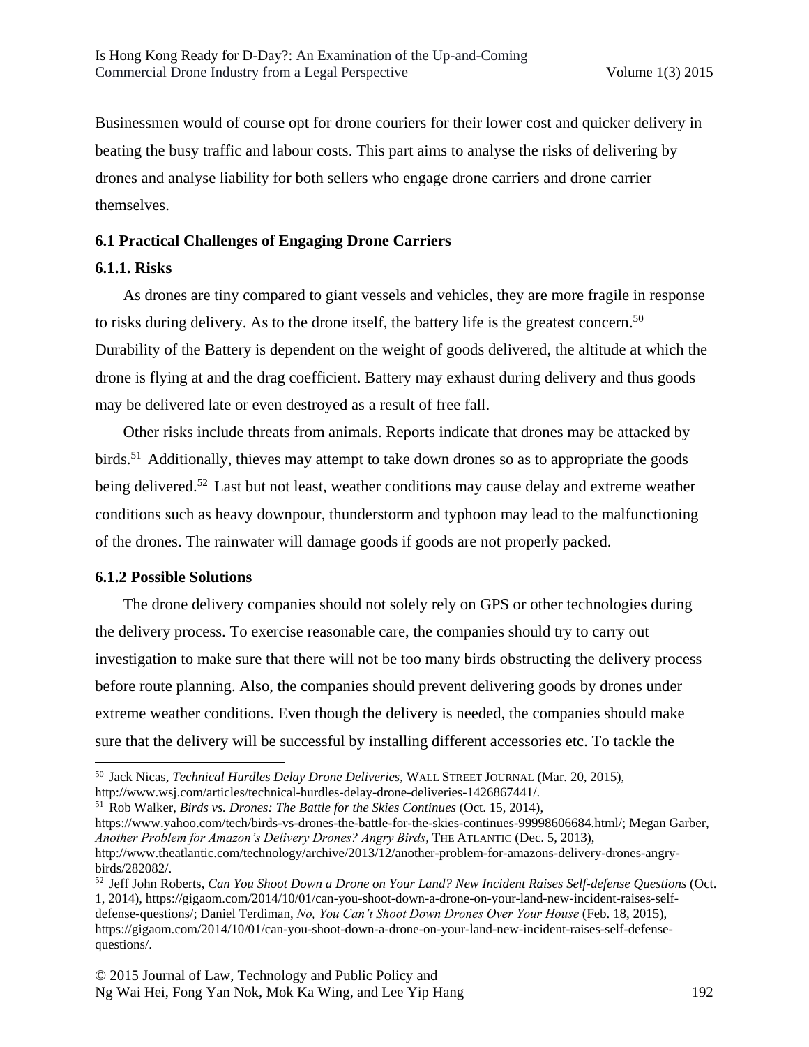Businessmen would of course opt for drone couriers for their lower cost and quicker delivery in beating the busy traffic and labour costs. This part aims to analyse the risks of delivering by drones and analyse liability for both sellers who engage drone carriers and drone carrier themselves.

### 6.1 Practical Challenges of Engaging Drone Carriers

#### 6.1.1. Risks

As drones are tiny compared to giant vessels and vehicles, they are more fragile in response to risks during delivery. As to the drone itself, the battery life is the greatest concern.[50] Durability of the Battery is dependent on the weight of goods delivered, the altitude at which the drone is flying at and the drag coefficient. Battery may exhaust during delivery and thus goods may be delivered late or even destroyed as a result of free fall.

Other risks include threats from animals. Reports indicate that drones may be attacked by birds.[51] Additionally, thieves may attempt to take down drones so as to appropriate the goods being delivered.[52] Last but not least, weather conditions may cause delay and extreme weather conditions such as heavy downpour, thunderstorm and typhoon may lead to the malfunctioning of the drones. The rainwater will damage goods if goods are not properly packed.

#### 6.1.2 Possible Solutions

The drone delivery companies should not solely rely on GPS or other technologies during the delivery process. To exercise reasonable care, the companies should try to carry out investigation to make sure that there will not be too many birds obstructing the delivery process before route planning. Also, the companies should prevent delivering goods by drones under extreme weather conditions. Even though the delivery is needed, the companies should make sure that the delivery will be successful by installing different accessories etc. To tackle the

---

[50] Jack Nicas, *Technical Hurdles Delay Drone Deliveries*, WALL STREET JOURNAL (Mar. 20, 2015), http://www.wsj.com/articles/technical-hurdles-delay-drone-deliveries-1426867441/.

[51] Rob Walker, *Birds vs. Drones: The Battle for the Skies Continues* (Oct. 15, 2014), https://www.yahoo.com/tech/birds-vs-drones-the-battle-for-the-skies-continues-99998606684.html/; Megan Garber, *Another Problem for Amazon's Delivery Drones? Angry Birds*, THE ATLANTIC (Dec. 5, 2013), http://www.theatlantic.com/technology/archive/2013/12/another-problem-for-amazons-delivery-drones-angry-birds/282082/.

[52] Jeff John Roberts, *Can You Shoot Down a Drone on Your Land? New Incident Raises Self-defense Questions* (Oct. 1, 2014), https://gigaom.com/2014/10/01/can-you-shoot-down-a-drone-on-your-land-new-incident-raises-self-defense-questions/; Daniel Terdiman, *No, You Can't Shoot Down Drones Over Your House* (Feb. 18, 2015), https://gigaom.com/2014/10/01/can-you-shoot-down-a-drone-on-your-land-new-incident-raises-self-defense-questions/.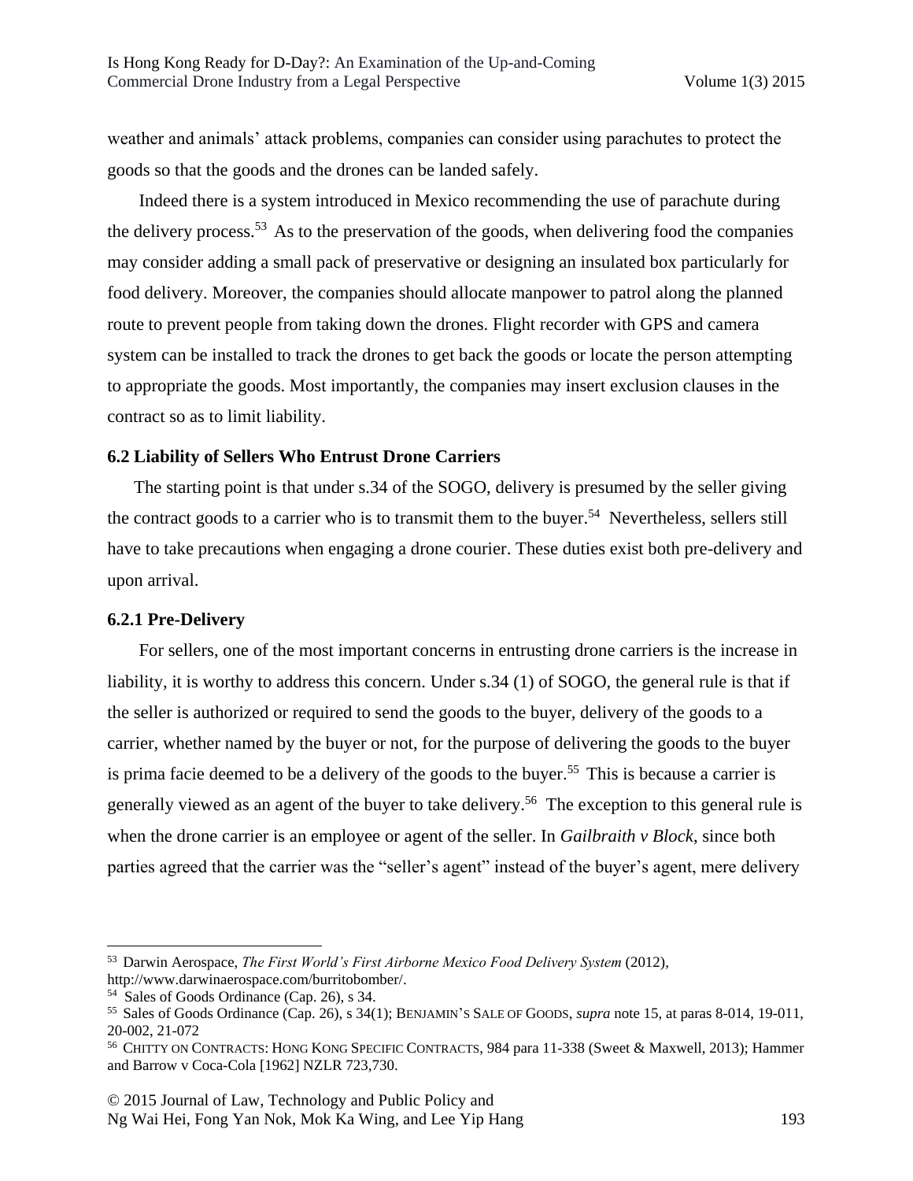weather and animals' attack problems, companies can consider using parachutes to protect the goods so that the goods and the drones can be landed safely.

Indeed there is a system introduced in Mexico recommending the use of parachute during the delivery process.[53] As to the preservation of the goods, when delivering food the companies may consider adding a small pack of preservative or designing an insulated box particularly for food delivery. Moreover, the companies should allocate manpower to patrol along the planned route to prevent people from taking down the drones. Flight recorder with GPS and camera system can be installed to track the drones to get back the goods or locate the person attempting to appropriate the goods. Most importantly, the companies may insert exclusion clauses in the contract so as to limit liability.

### 6.2 Liability of Sellers Who Entrust Drone Carriers

The starting point is that under s.34 of the SOGO, delivery is presumed by the seller giving the contract goods to a carrier who is to transmit them to the buyer.[54] Nevertheless, sellers still have to take precautions when engaging a drone courier. These duties exist both pre-delivery and upon arrival.

#### 6.2.1 Pre-Delivery

For sellers, one of the most important concerns in entrusting drone carriers is the increase in liability, it is worthy to address this concern. Under s.34 (1) of SOGO, the general rule is that if the seller is authorized or required to send the goods to the buyer, delivery of the goods to a carrier, whether named by the buyer or not, for the purpose of delivering the goods to the buyer is prima facie deemed to be a delivery of the goods to the buyer.[55] This is because a carrier is generally viewed as an agent of the buyer to take delivery.[56] The exception to this general rule is when the drone carrier is an employee or agent of the seller. In *Gailbraith v Block*, since both parties agreed that the carrier was the "seller's agent" instead of the buyer's agent, mere delivery

---

[53] Darwin Aerospace, *The First World's First Airborne Mexico Food Delivery System* (2012), http://www.darwinaerospace.com/burritobomber/.

[54] Sales of Goods Ordinance (Cap. 26), s 34.

[55] Sales of Goods Ordinance (Cap. 26), s 34(1); BENJAMIN'S SALE OF GOODS, *supra* note 15, at paras 8-014, 19-011, 20-002, 21-072

[56] CHITTY ON CONTRACTS: HONG KONG SPECIFIC CONTRACTS, 984 para 11-338 (Sweet & Maxwell, 2013); Hammer and Barrow v Coca-Cola [1962] NZLR 723,730.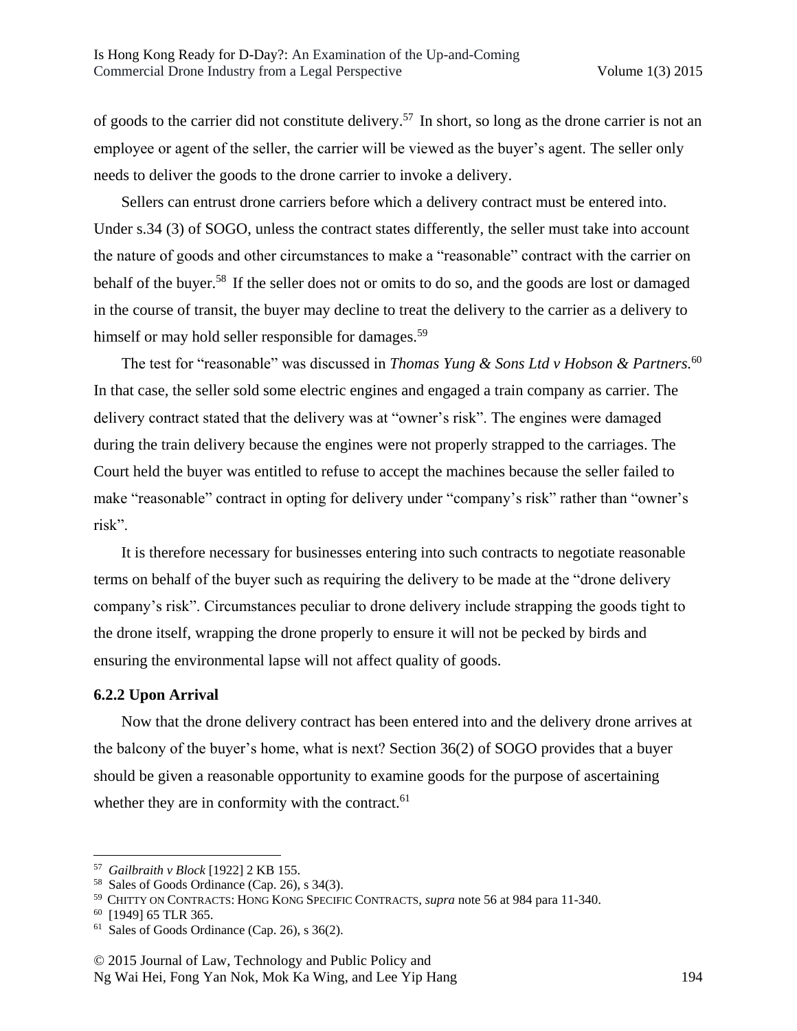of goods to the carrier did not constitute delivery.[57] In short, so long as the drone carrier is not an employee or agent of the seller, the carrier will be viewed as the buyer's agent. The seller only needs to deliver the goods to the drone carrier to invoke a delivery.

Sellers can entrust drone carriers before which a delivery contract must be entered into. Under s.34 (3) of SOGO, unless the contract states differently, the seller must take into account the nature of goods and other circumstances to make a "reasonable" contract with the carrier on behalf of the buyer.[58] If the seller does not or omits to do so, and the goods are lost or damaged in the course of transit, the buyer may decline to treat the delivery to the carrier as a delivery to himself or may hold seller responsible for damages.[59]

The test for "reasonable" was discussed in *Thomas Yung & Sons Ltd v Hobson & Partners*.[60] In that case, the seller sold some electric engines and engaged a train company as carrier. The delivery contract stated that the delivery was at "owner's risk". The engines were damaged during the train delivery because the engines were not properly strapped to the carriages. The Court held the buyer was entitled to refuse to accept the machines because the seller failed to make "reasonable" contract in opting for delivery under "company's risk" rather than "owner's risk".

It is therefore necessary for businesses entering into such contracts to negotiate reasonable terms on behalf of the buyer such as requiring the delivery to be made at the "drone delivery company's risk". Circumstances peculiar to drone delivery include strapping the goods tight to the drone itself, wrapping the drone properly to ensure it will not be pecked by birds and ensuring the environmental lapse will not affect quality of goods.

**6.2.2 Upon Arrival**

Now that the drone delivery contract has been entered into and the delivery drone arrives at the balcony of the buyer's home, what is next? Section 36(2) of SOGO provides that a buyer should be given a reasonable opportunity to examine goods for the purpose of ascertaining whether they are in conformity with the contract.[61]

---

[57] *Gailbraith v Block* [1922] 2 KB 155.

[58] Sales of Goods Ordinance (Cap. 26), s 34(3).

[59] CHITTY ON CONTRACTS: HONG KONG SPECIFIC CONTRACTS, *supra* note 56 at 984 para 11-340.

[60] [1949] 65 TLR 365.

[61] Sales of Goods Ordinance (Cap. 26), s 36(2).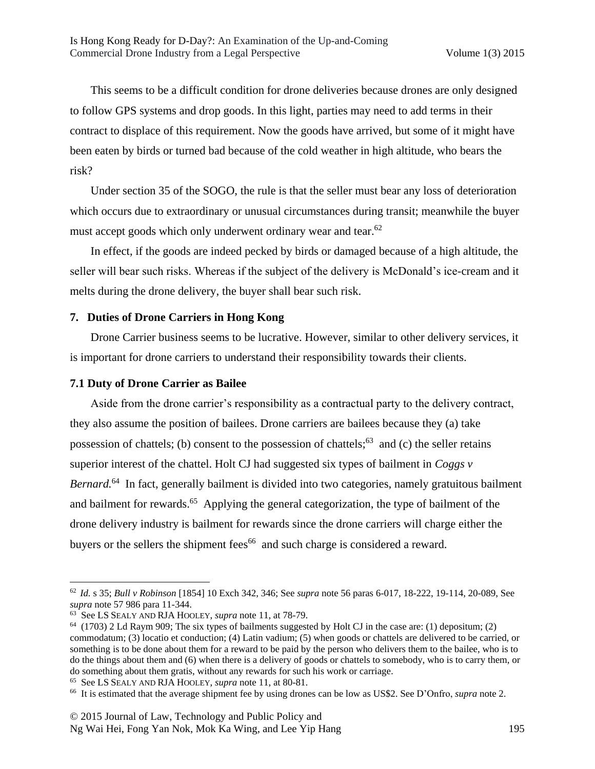This seems to be a difficult condition for drone deliveries because drones are only designed to follow GPS systems and drop goods. In this light, parties may need to add terms in their contract to displace of this requirement. Now the goods have arrived, but some of it might have been eaten by birds or turned bad because of the cold weather in high altitude, who bears the risk?

Under section 35 of the SOGO, the rule is that the seller must bear any loss of deterioration which occurs due to extraordinary or unusual circumstances during transit; meanwhile the buyer must accept goods which only underwent ordinary wear and tear.[62]

In effect, if the goods are indeed pecked by birds or damaged because of a high altitude, the seller will bear such risks. Whereas if the subject of the delivery is McDonald's ice-cream and it melts during the drone delivery, the buyer shall bear such risk.

## 7. Duties of Drone Carriers in Hong Kong

Drone Carrier business seems to be lucrative. However, similar to other delivery services, it is important for drone carriers to understand their responsibility towards their clients.

### 7.1 Duty of Drone Carrier as Bailee

Aside from the drone carrier's responsibility as a contractual party to the delivery contract, they also assume the position of bailees. Drone carriers are bailees because they (a) take possession of chattels; (b) consent to the possession of chattels;[63] and (c) the seller retains superior interest of the chattel. Holt CJ had suggested six types of bailment in *Coggs v Bernard.*[64] In fact, generally bailment is divided into two categories, namely gratuitous bailment and bailment for rewards.[65] Applying the general categorization, the type of bailment of the drone delivery industry is bailment for rewards since the drone carriers will charge either the buyers or the sellers the shipment fees[66] and such charge is considered a reward.

---

[62] *Id.* s 35; *Bull v Robinson* [1854] 10 Exch 342, 346; See *supra* note 56 paras 6-017, 18-222, 19-114, 20-089, See *supra* note 57 986 para 11-344.

[63] See LS SEALY AND RJA HOOLEY, *supra* note 11, at 78-79.

[64] (1703) 2 Ld Raym 909; The six types of bailments suggested by Holt CJ in the case are: (1) depositum; (2) commodatum; (3) locatio et conduction; (4) Latin vadium; (5) when goods or chattels are delivered to be carried, or something is to be done about them for a reward to be paid by the person who delivers them to the bailee, who is to do the things about them and (6) when there is a delivery of goods or chattels to somebody, who is to carry them, or do something about them gratis, without any rewards for such his work or carriage.

[65] See LS SEALY AND RJA HOOLEY, *supra* note 11, at 80-81.

[66] It is estimated that the average shipment fee by using drones can be low as US$2. See D'Onfro, *supra* note 2.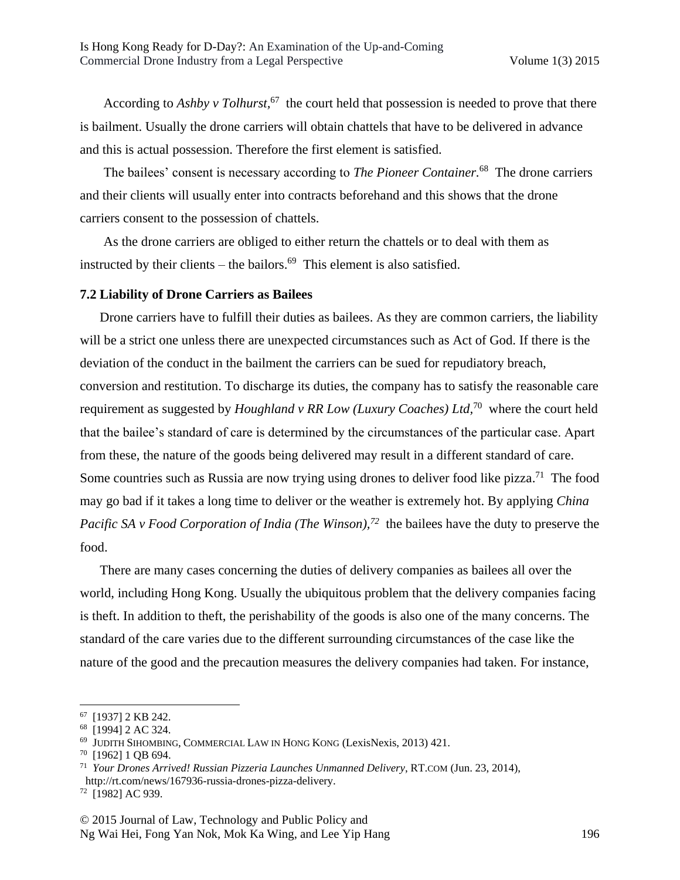According to *Ashby v Tolhurst*,[67] the court held that possession is needed to prove that there is bailment. Usually the drone carriers will obtain chattels that have to be delivered in advance and this is actual possession. Therefore the first element is satisfied.

The bailees' consent is necessary according to *The Pioneer Container*.[68] The drone carriers and their clients will usually enter into contracts beforehand and this shows that the drone carriers consent to the possession of chattels.

As the drone carriers are obliged to either return the chattels or to deal with them as instructed by their clients – the bailors.[69] This element is also satisfied.

**7.2 Liability of Drone Carriers as Bailees**

Drone carriers have to fulfill their duties as bailees. As they are common carriers, the liability will be a strict one unless there are unexpected circumstances such as Act of God. If there is the deviation of the conduct in the bailment the carriers can be sued for repudiatory breach, conversion and restitution. To discharge its duties, the company has to satisfy the reasonable care requirement as suggested by *Houghland v RR Low (Luxury Coaches) Ltd*,[70] where the court held that the bailee's standard of care is determined by the circumstances of the particular case. Apart from these, the nature of the goods being delivered may result in a different standard of care. Some countries such as Russia are now trying using drones to deliver food like pizza.[71] The food may go bad if it takes a long time to deliver or the weather is extremely hot. By applying *China Pacific SA v Food Corporation of India (The Winson)*,[72] the bailees have the duty to preserve the food.

There are many cases concerning the duties of delivery companies as bailees all over the world, including Hong Kong. Usually the ubiquitous problem that the delivery companies facing is theft. In addition to theft, the perishability of the goods is also one of the many concerns. The standard of the care varies due to the different surrounding circumstances of the case like the nature of the good and the precaution measures the delivery companies had taken. For instance,

---

[67] [1937] 2 KB 242.

[68] [1994] 2 AC 324.

[69] JUDITH SIHOMBING, COMMERCIAL LAW IN HONG KONG (LexisNexis, 2013) 421.

[70] [1962] 1 QB 694.

[71] *Your Drones Arrived! Russian Pizzeria Launches Unmanned Delivery*, RT.COM (Jun. 23, 2014), http://rt.com/news/167936-russia-drones-pizza-delivery.

[72] [1982] AC 939.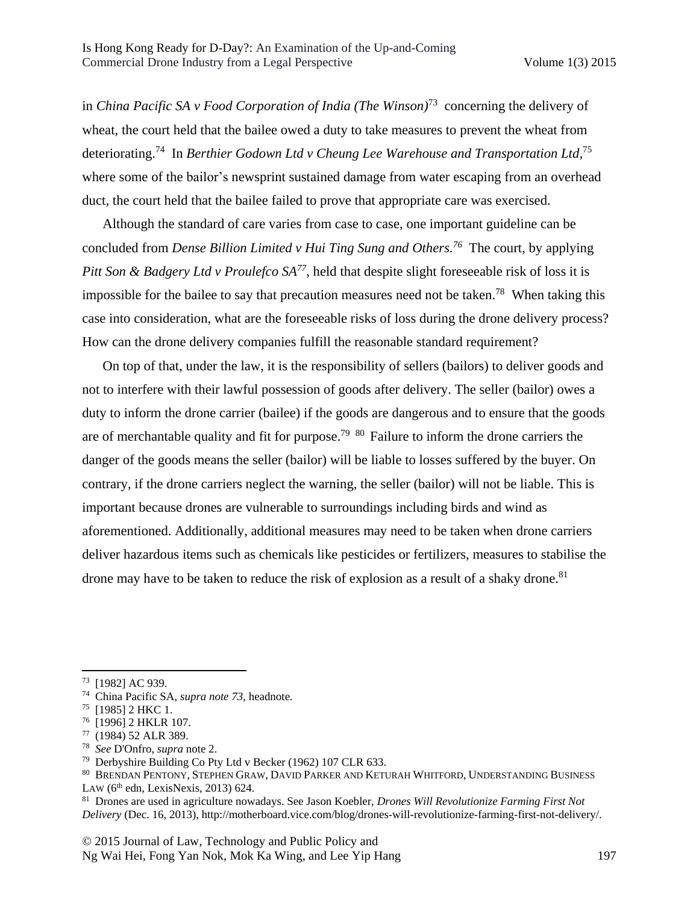in *China Pacific SA v Food Corporation of India (The Winson)*[73] concerning the delivery of wheat, the court held that the bailee owed a duty to take measures to prevent the wheat from deteriorating.[74] In *Berthier Godown Ltd v Cheung Lee Warehouse and Transportation Ltd*,[75] where some of the bailor's newsprint sustained damage from water escaping from an overhead duct, the court held that the bailee failed to prove that appropriate care was exercised.

Although the standard of care varies from case to case, one important guideline can be concluded from *Dense Billion Limited v Hui Ting Sung and Others.*[76] The court, by applying *Pitt Son & Badgery Ltd v Proulefco SA*[77], held that despite slight foreseeable risk of loss it is impossible for the bailee to say that precaution measures need not be taken.[78] When taking this case into consideration, what are the foreseeable risks of loss during the drone delivery process? How can the drone delivery companies fulfill the reasonable standard requirement?

On top of that, under the law, it is the responsibility of sellers (bailors) to deliver goods and not to interfere with their lawful possession of goods after delivery. The seller (bailor) owes a duty to inform the drone carrier (bailee) if the goods are dangerous and to ensure that the goods are of merchantable quality and fit for purpose.[79] [80] Failure to inform the drone carriers the danger of the goods means the seller (bailor) will be liable to losses suffered by the buyer. On contrary, if the drone carriers neglect the warning, the seller (bailor) will not be liable. This is important because drones are vulnerable to surroundings including birds and wind as aforementioned. Additionally, additional measures may need to be taken when drone carriers deliver hazardous items such as chemicals like pesticides or fertilizers, measures to stabilise the drone may have to be taken to reduce the risk of explosion as a result of a shaky drone.[81]

---

[73] [1982] AC 939.

[74] China Pacific SA, *supra note 73*, headnote.

[75] [1985] 2 HKC 1.

[76] [1996] 2 HKLR 107.

[77] (1984) 52 ALR 389.

[78] *See* D'Onfro, *supra* note 2.

[79] Derbyshire Building Co Pty Ltd v Becker (1962) 107 CLR 633.

[80] BRENDAN PENTONY, STEPHEN GRAW, DAVID PARKER AND KETURAH WHITFORD, UNDERSTANDING BUSINESS LAW (6th edn, LexisNexis, 2013) 624.

[81] Drones are used in agriculture nowadays. See Jason Koebler, *Drones Will Revolutionize Farming First Not Delivery* (Dec. 16, 2013), http://motherboard.vice.com/blog/drones-will-revolutionize-farming-first-not-delivery/.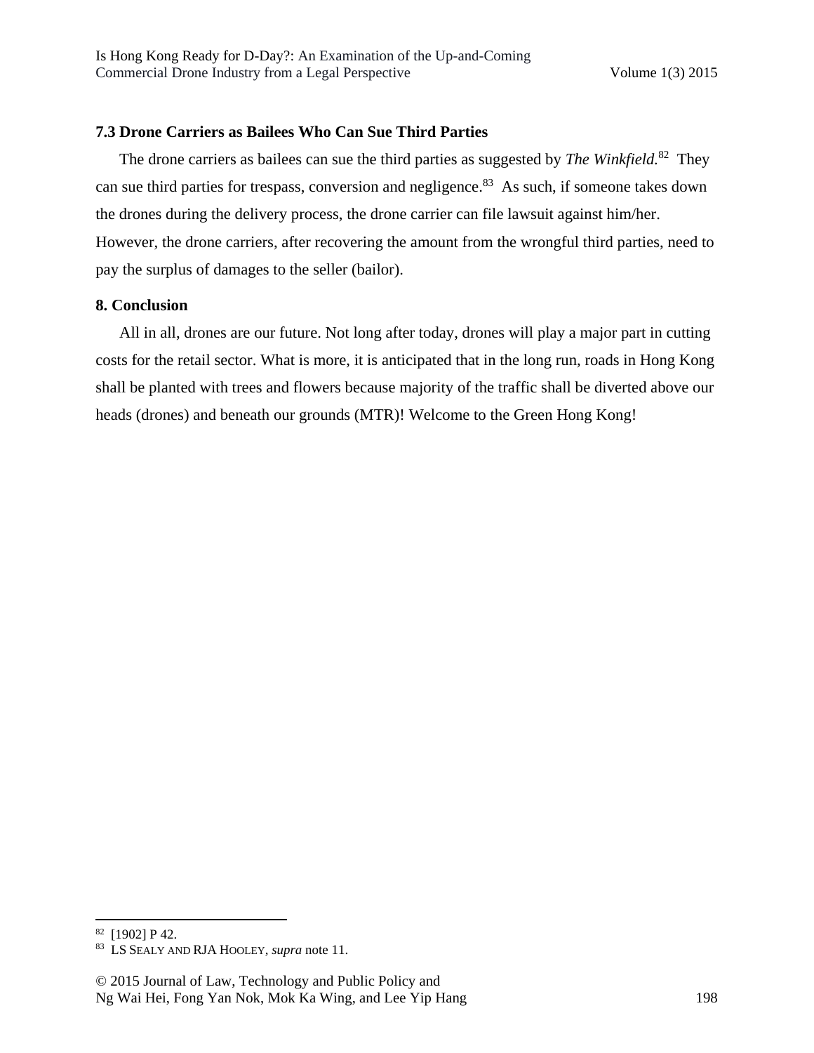### 7.3 Drone Carriers as Bailees Who Can Sue Third Parties

The drone carriers as bailees can sue the third parties as suggested by *The Winkfield.*[82] They can sue third parties for trespass, conversion and negligence.[83] As such, if someone takes down the drones during the delivery process, the drone carrier can file lawsuit against him/her. However, the drone carriers, after recovering the amount from the wrongful third parties, need to pay the surplus of damages to the seller (bailor).

## 8. Conclusion

All in all, drones are our future. Not long after today, drones will play a major part in cutting costs for the retail sector. What is more, it is anticipated that in the long run, roads in Hong Kong shall be planted with trees and flowers because majority of the traffic shall be diverted above our heads (drones) and beneath our grounds (MTR)! Welcome to the Green Hong Kong!

---

[82] [1902] P 42.

[83] LS SEALY AND RJA HOOLEY, *supra* note 11.